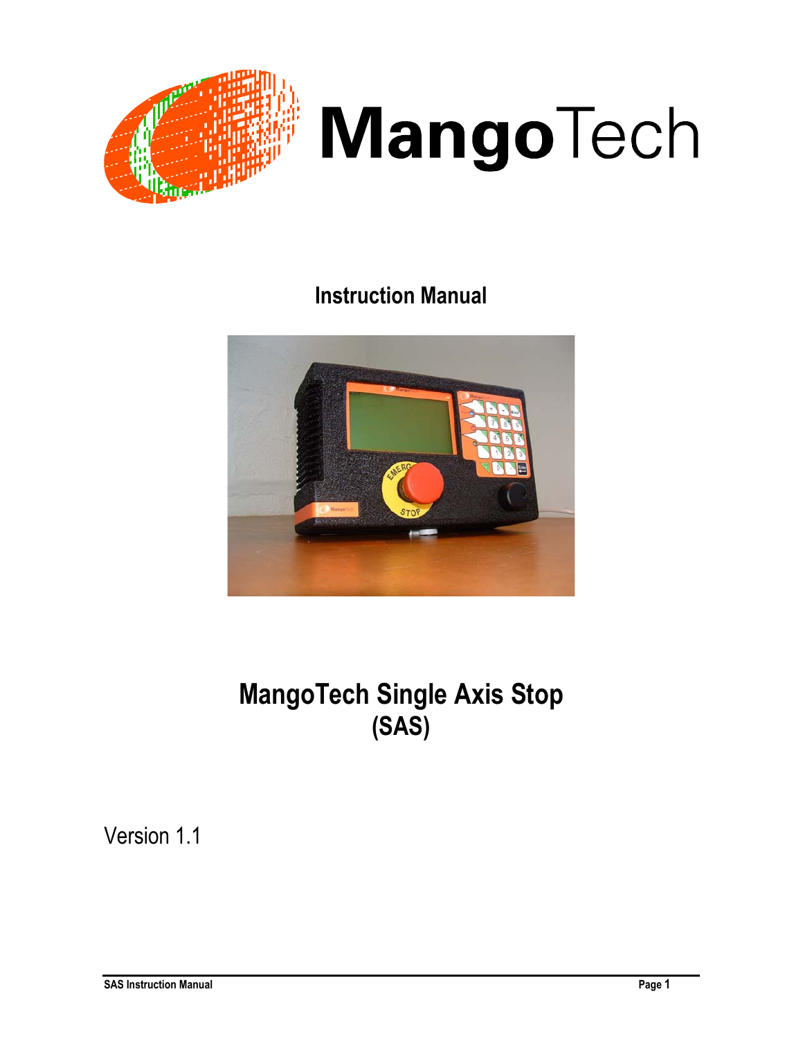# MangoTech

## Instruction Manual

# MangoTech Single Axis Stop
# (SAS)

Version 1.1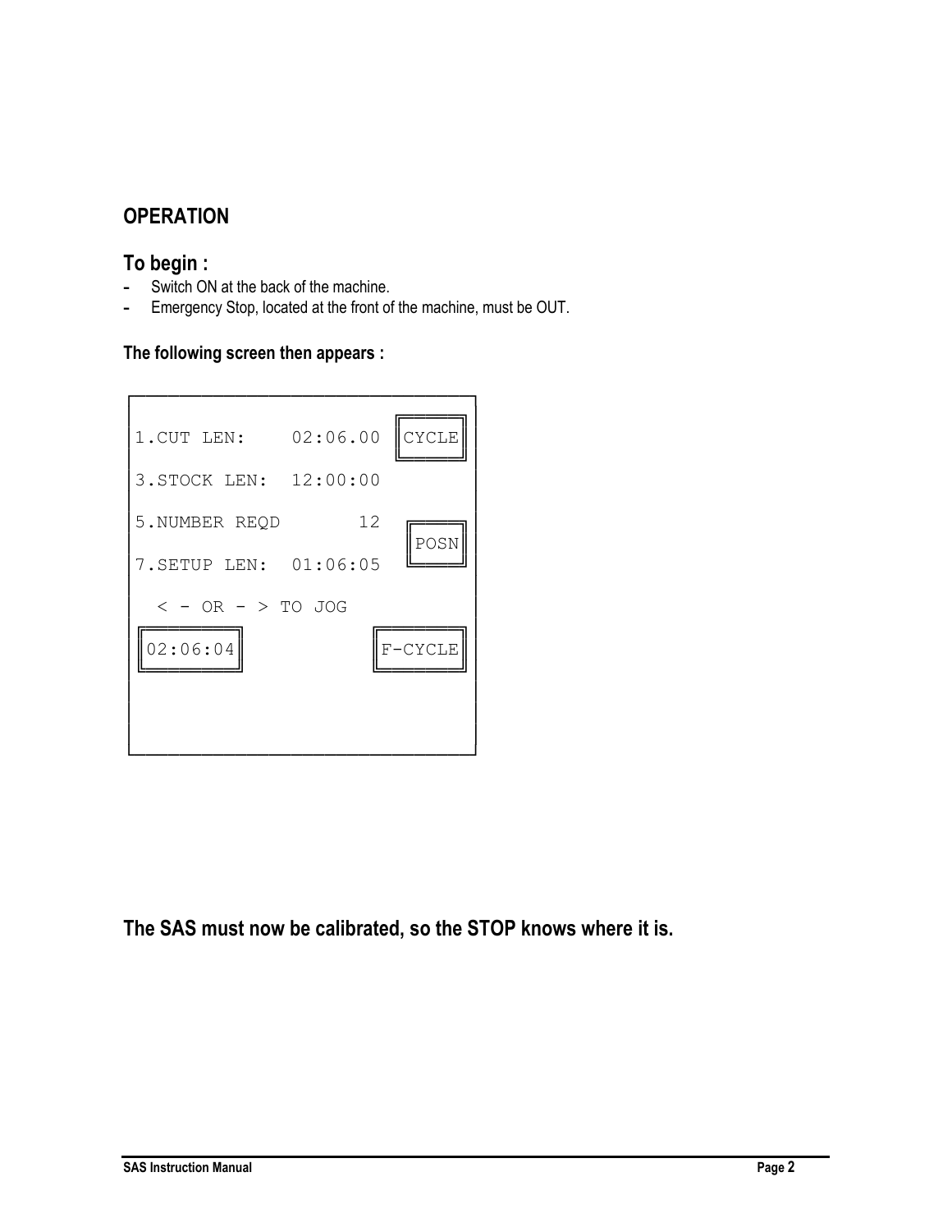## OPERATION

### To begin :

- Switch ON at the back of the machine.
- Emergency Stop, located at the front of the machine, must be OUT.

**The following screen then appears :**

```
1.CUT LEN:     02:06.00   [CYCLE]

3.STOCK LEN:  12:00:00

5.NUMBER REQD       12
                          [POSN]
7.SETUP LEN:  01:06:05

  < - OR - > TO JOG

[02:06:04]              [F-CYCLE]
```

**The SAS must now be calibrated, so the STOP knows where it is.**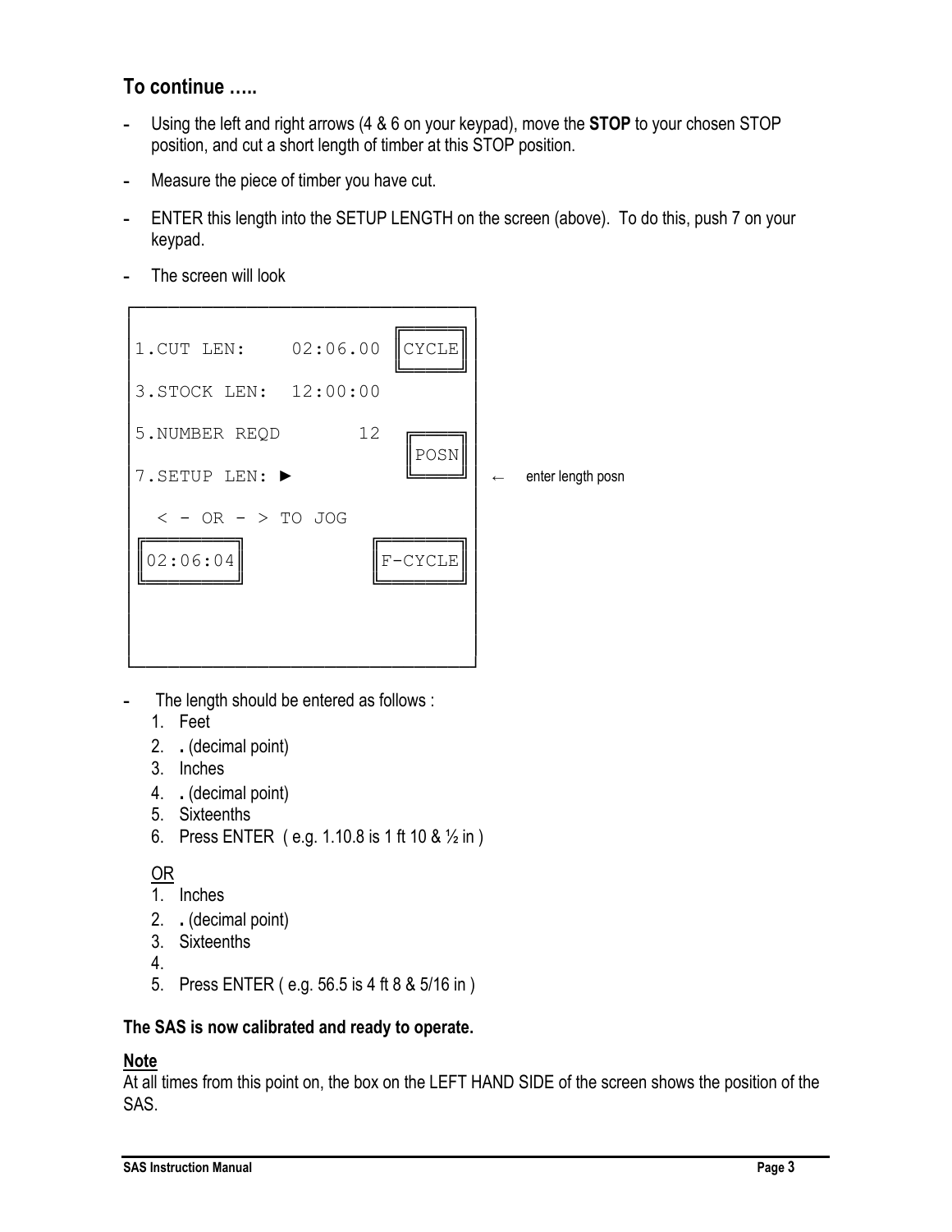## To continue …..

- Using the left and right arrows (4 & 6 on your keypad), move the **STOP** to your chosen STOP position, and cut a short length of timber at this STOP position.
- Measure the piece of timber you have cut.
- ENTER this length into the SETUP LENGTH on the screen (above). To do this, push 7 on your keypad.
- The screen will look

```
1.CUT LEN:     02:06.00  [CYCLE]

3.STOCK LEN:  12:00:00

5.NUMBER REQD       12
                          [POSN]
7.SETUP LEN: ►                      ←  enter length posn

  < - OR - > TO JOG

[02:06:04]           [F-CYCLE]
```

- The length should be entered as follows :
  1. Feet
  2. **.** (decimal point)
  3. Inches
  4. **.** (decimal point)
  5. Sixteenths
  6. Press ENTER ( e.g. 1.10.8 is 1 ft 10 & ½ in )

  <u>OR</u>

  1. Inches
  2. **.** (decimal point)
  3. Sixteenths
  4. 
  5. Press ENTER ( e.g. 56.5 is 4 ft 8 & 5/16 in )

**The SAS is now calibrated and ready to operate.**

**<u>Note</u>**
At all times from this point on, the box on the LEFT HAND SIDE of the screen shows the position of the SAS.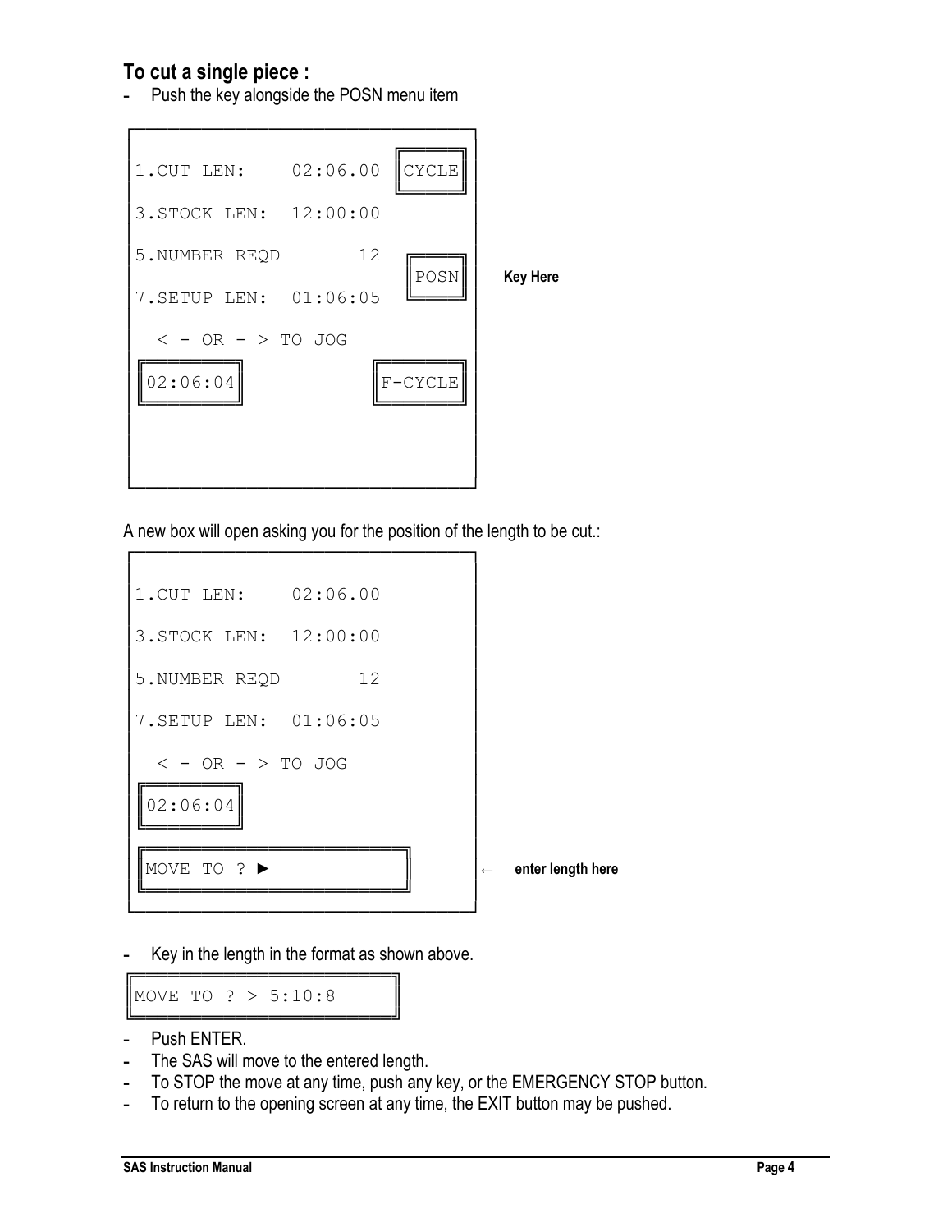## To cut a single piece :

- Push the key alongside the POSN menu item

```
1.CUT LEN:     02:06.00   [CYCLE]

3.STOCK LEN:  12:00:00

5.NUMBER REQD        12
                          [POSN]     Key Here
7.SETUP LEN:  01:06:05

  < - OR - > TO JOG

[02:06:04]               [F-CYCLE]
```

A new box will open asking you for the position of the length to be cut.:

```
1.CUT LEN:     02:06.00

3.STOCK LEN:  12:00:00

5.NUMBER REQD        12

7.SETUP LEN:  01:06:05

  < - OR - > TO JOG

[02:06:04]

[MOVE TO ? ►              ]   ←   enter length here
```

- Key in the length in the format as shown above.

```
MOVE TO ? > 5:10:8
```

- Push ENTER.
- The SAS will move to the entered length.
- To STOP the move at any time, push any key, or the EMERGENCY STOP button.
- To return to the opening screen at any time, the EXIT button may be pushed.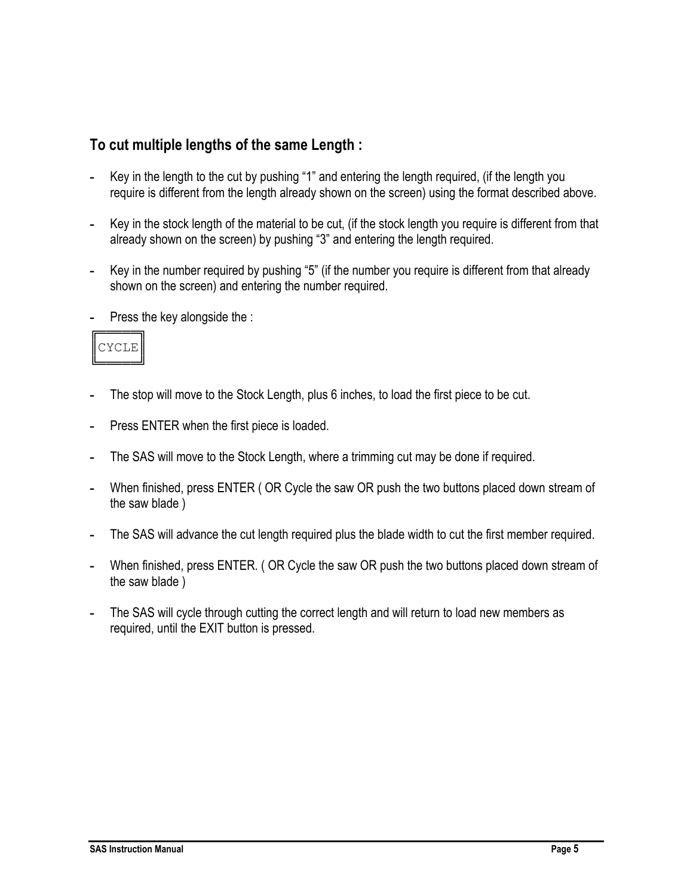## To cut multiple lengths of the same Length :

- Key in the length to the cut by pushing “1” and entering the length required, (if the length you require is different from the length already shown on the screen) using the format described above.
- Key in the stock length of the material to be cut, (if the stock length you require is different from that already shown on the screen) by pushing “3” and entering the length required.
- Key in the number required by pushing “5” (if the number you require is different from that already shown on the screen) and entering the number required.
- Press the key alongside the :

```
╔═════╗
║CYCLE║
╚═════╝
```

- The stop will move to the Stock Length, plus 6 inches, to load the first piece to be cut.
- Press ENTER when the first piece is loaded.
- The SAS will move to the Stock Length, where a trimming cut may be done if required.
- When finished, press ENTER ( OR Cycle the saw OR push the two buttons placed down stream of the saw blade )
- The SAS will advance the cut length required plus the blade width to cut the first member required.
- When finished, press ENTER. ( OR Cycle the saw OR push the two buttons placed down stream of the saw blade )
- The SAS will cycle through cutting the correct length and will return to load new members as required, until the EXIT button is pressed.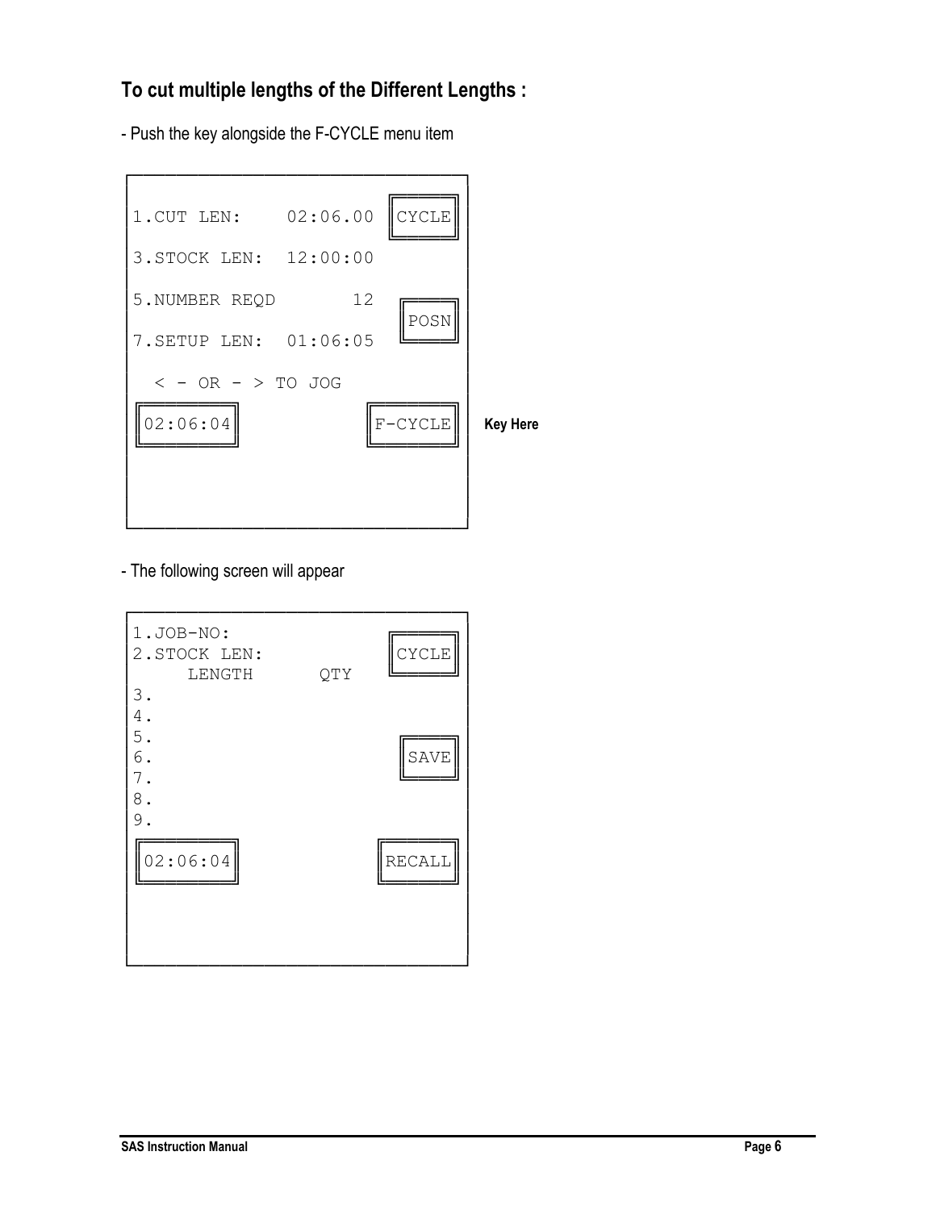## To cut multiple lengths of the Different Lengths :

- Push the key alongside the F-CYCLE menu item

```
1.CUT LEN:     02:06.00   [CYCLE]
3.STOCK LEN:  12:00:00
5.NUMBER REQD        12
                          [POSN]
7.SETUP LEN:  01:06:05
  < - OR - > TO JOG
[02:06:04]              [F-CYCLE]   Key Here
```

- The following screen will appear

```
1.JOB-NO:
2.STOCK LEN:                [CYCLE]
     LENGTH        QTY
3.
4.
5.
6.                          [SAVE]
7.
8.
9.
[02:06:04]                  [RECALL]
```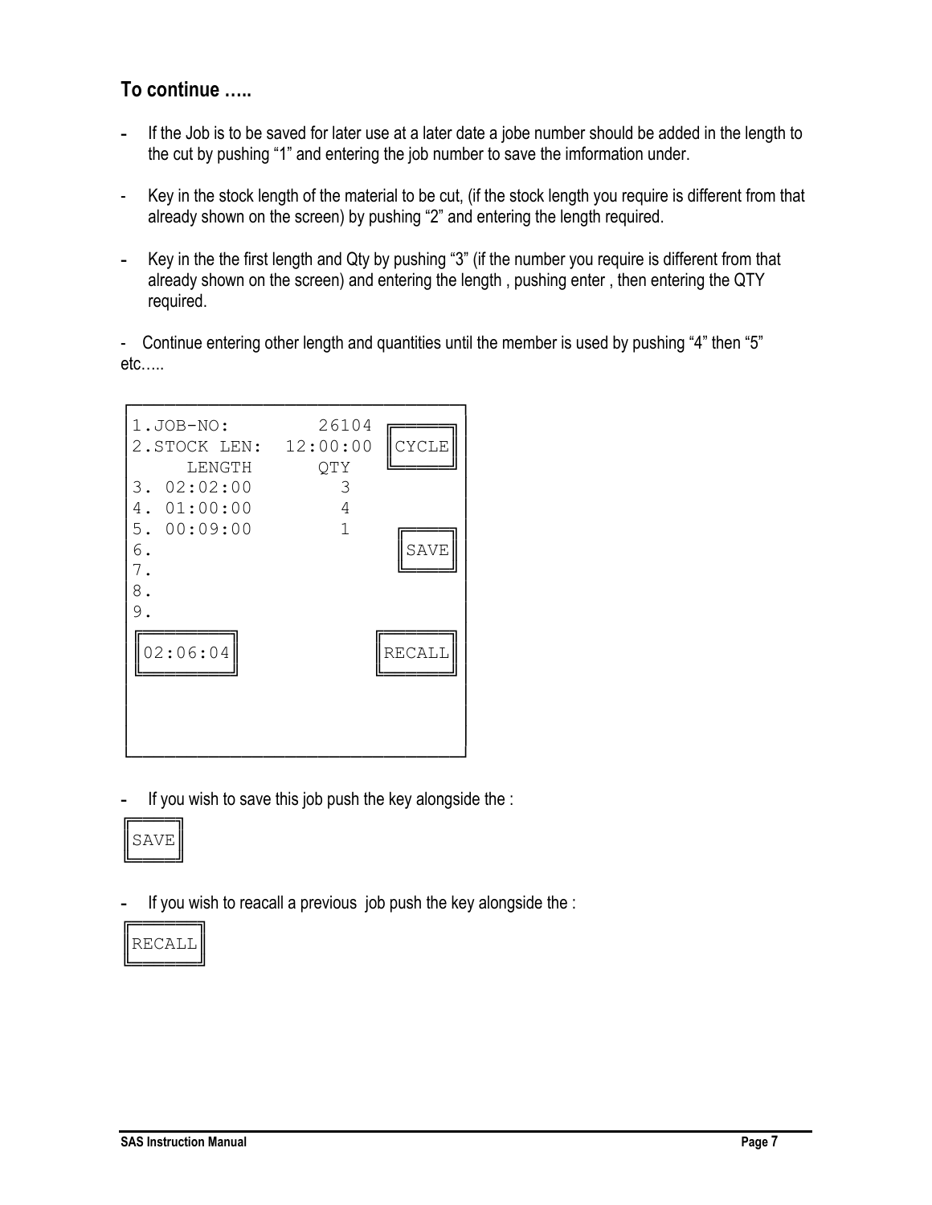## To continue …..

- If the Job is to be saved for later use at a later date a jobe number should be added in the length to the cut by pushing "1" and entering the job number to save the imformation under.

- Key in the stock length of the material to be cut, (if the stock length you require is different from that already shown on the screen) by pushing "2" and entering the length required.

- Key in the the first length and Qty by pushing "3" (if the number you require is different from that already shown on the screen) and entering the length , pushing enter , then entering the QTY required.

- Continue entering other length and quantities until the member is used by pushing "4" then "5" etc…..

```
1.JOB-NO:         26104      [CYCLE]
2.STOCK LEN:   12:00:00
     LENGTH         QTY
3. 02:02:00           3
4. 01:00:00           4
5. 00:09:00           1
6.                            [SAVE]
7.
8.
9.

[02:06:04]                  [RECALL]
```

- If you wish to save this job push the key alongside the :

```
[SAVE]
```

- If you wish to reacall a previous job push the key alongside the :

```
[RECALL]
```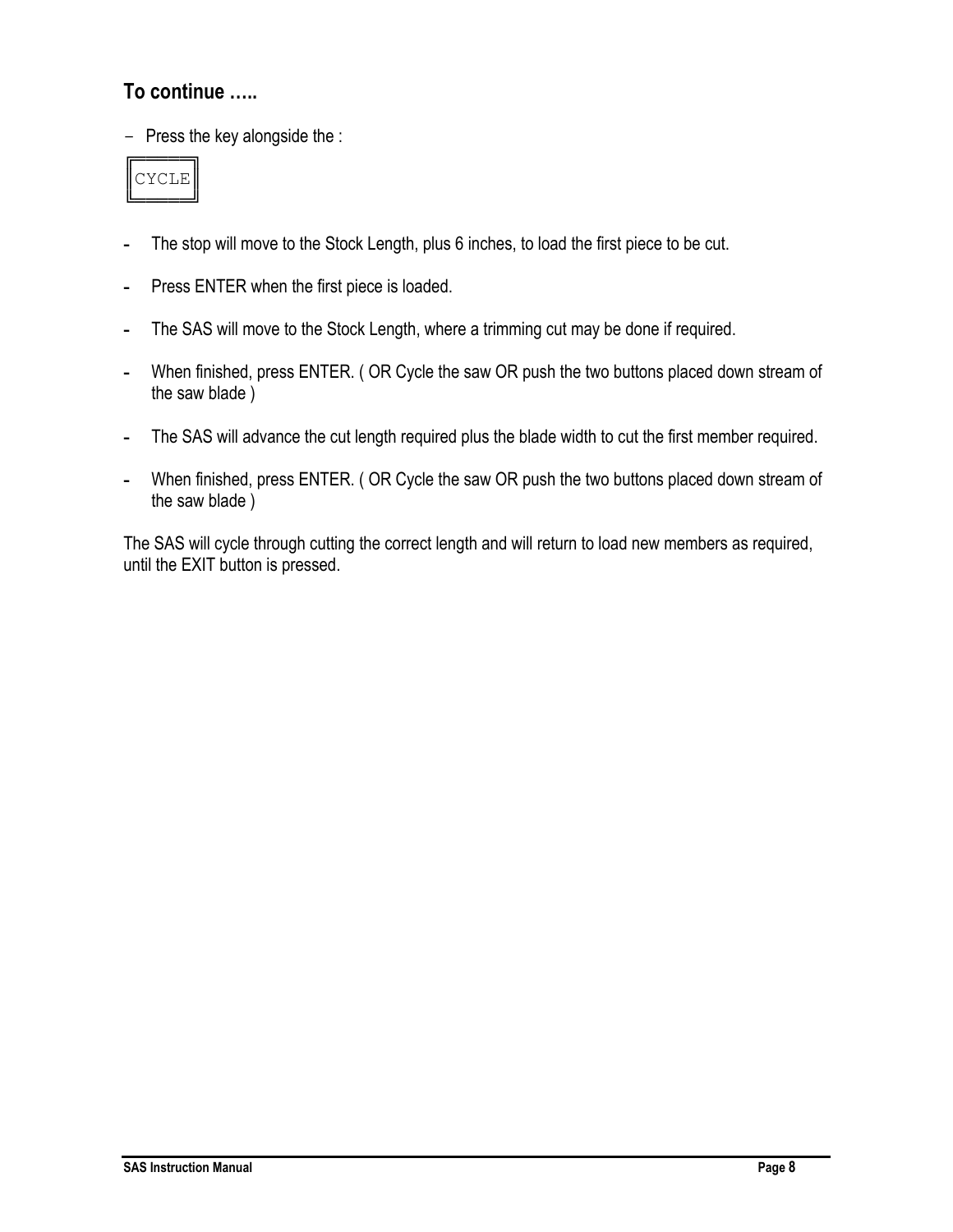## To continue …..

- Press the key alongside the :

```
CYCLE
```

- The stop will move to the Stock Length, plus 6 inches, to load the first piece to be cut.
- Press ENTER when the first piece is loaded.
- The SAS will move to the Stock Length, where a trimming cut may be done if required.
- When finished, press ENTER. ( OR Cycle the saw OR push the two buttons placed down stream of the saw blade )
- The SAS will advance the cut length required plus the blade width to cut the first member required.
- When finished, press ENTER. ( OR Cycle the saw OR push the two buttons placed down stream of the saw blade )

The SAS will cycle through cutting the correct length and will return to load new members as required, until the EXIT button is pressed.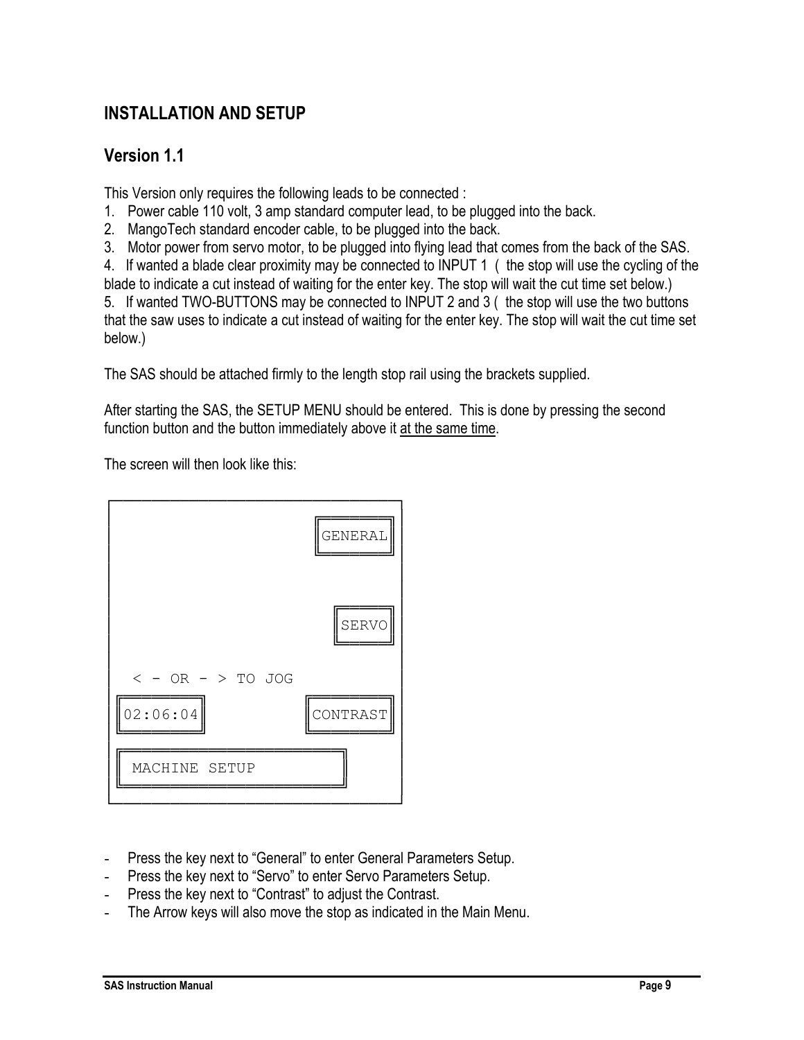## INSTALLATION AND SETUP

## Version 1.1

This Version only requires the following leads to be connected :

1. Power cable 110 volt, 3 amp standard computer lead, to be plugged into the back.
2. MangoTech standard encoder cable, to be plugged into the back.
3. Motor power from servo motor, to be plugged into flying lead that comes from the back of the SAS.
4. If wanted a blade clear proximity may be connected to INPUT 1 ( the stop will use the cycling of the blade to indicate a cut instead of waiting for the enter key. The stop will wait the cut time set below.)
5. If wanted TWO-BUTTONS may be connected to INPUT 2 and 3 ( the stop will use the two buttons that the saw uses to indicate a cut instead of waiting for the enter key. The stop will wait the cut time set below.)

The SAS should be attached firmly to the length stop rail using the brackets supplied.

After starting the SAS, the SETUP MENU should be entered. This is done by pressing the second function button and the button immediately above it <u>at the same time</u>.

The screen will then look like this:

```
                              [GENERAL]


                                [SERVO]

  < - OR - > TO JOG
[02:06:04]                   [CONTRAST]

[ MACHINE SETUP        ]
```

- Press the key next to “General” to enter General Parameters Setup.
- Press the key next to “Servo” to enter Servo Parameters Setup.
- Press the key next to “Contrast” to adjust the Contrast.
- The Arrow keys will also move the stop as indicated in the Main Menu.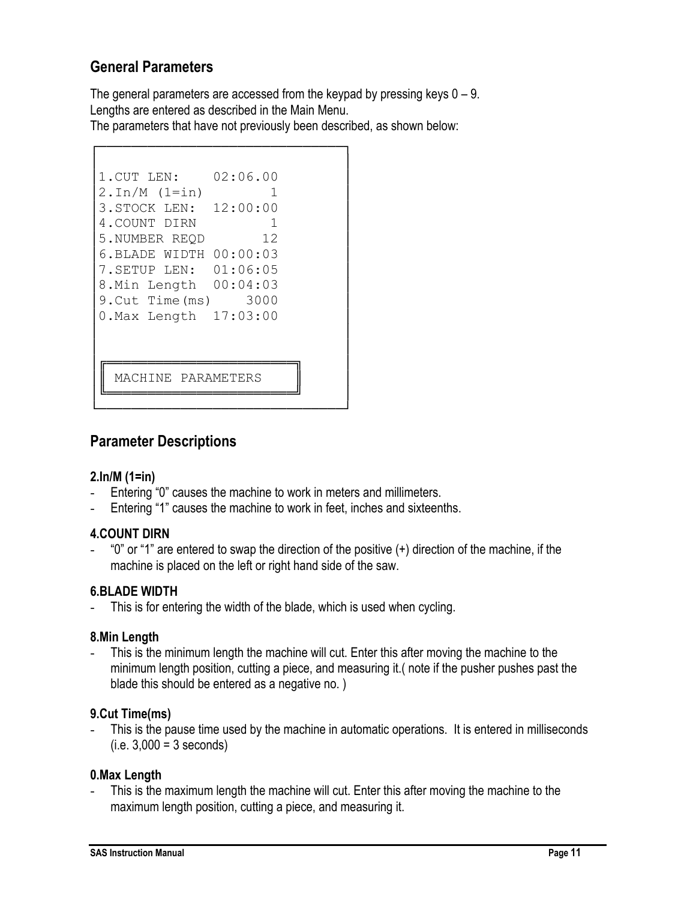## General Parameters

The general parameters are accessed from the keypad by pressing keys 0 – 9.
Lengths are entered as described in the Main Menu.
The parameters that have not previously been described, as shown below:

```
1.CUT LEN:     02:06.00
2.In/M (1=in)         1
3.STOCK LEN:  12:00:00
4.COUNT DIRN          1
5.NUMBER REQD        12
6.BLADE WIDTH 00:00:03
7.SETUP LEN:  01:06:05
8.Min Length  00:04:03
9.Cut Time(ms)     3000
0.Max Length  17:03:00

  MACHINE PARAMETERS
```

## Parameter Descriptions

### 2.In/M (1=in)

- Entering "0" causes the machine to work in meters and millimeters.
- Entering "1" causes the machine to work in feet, inches and sixteenths.

### 4.COUNT DIRN

- "0" or "1" are entered to swap the direction of the positive (+) direction of the machine, if the machine is placed on the left or right hand side of the saw.

### 6.BLADE WIDTH

- This is for entering the width of the blade, which is used when cycling.

### 8.Min Length

- This is the minimum length the machine will cut. Enter this after moving the machine to the minimum length position, cutting a piece, and measuring it.( note if the pusher pushes past the blade this should be entered as a negative no. )

### 9.Cut Time(ms)

- This is the pause time used by the machine in automatic operations. It is entered in milliseconds (i.e. 3,000 = 3 seconds)

### 0.Max Length

- This is the maximum length the machine will cut. Enter this after moving the machine to the maximum length position, cutting a piece, and measuring it.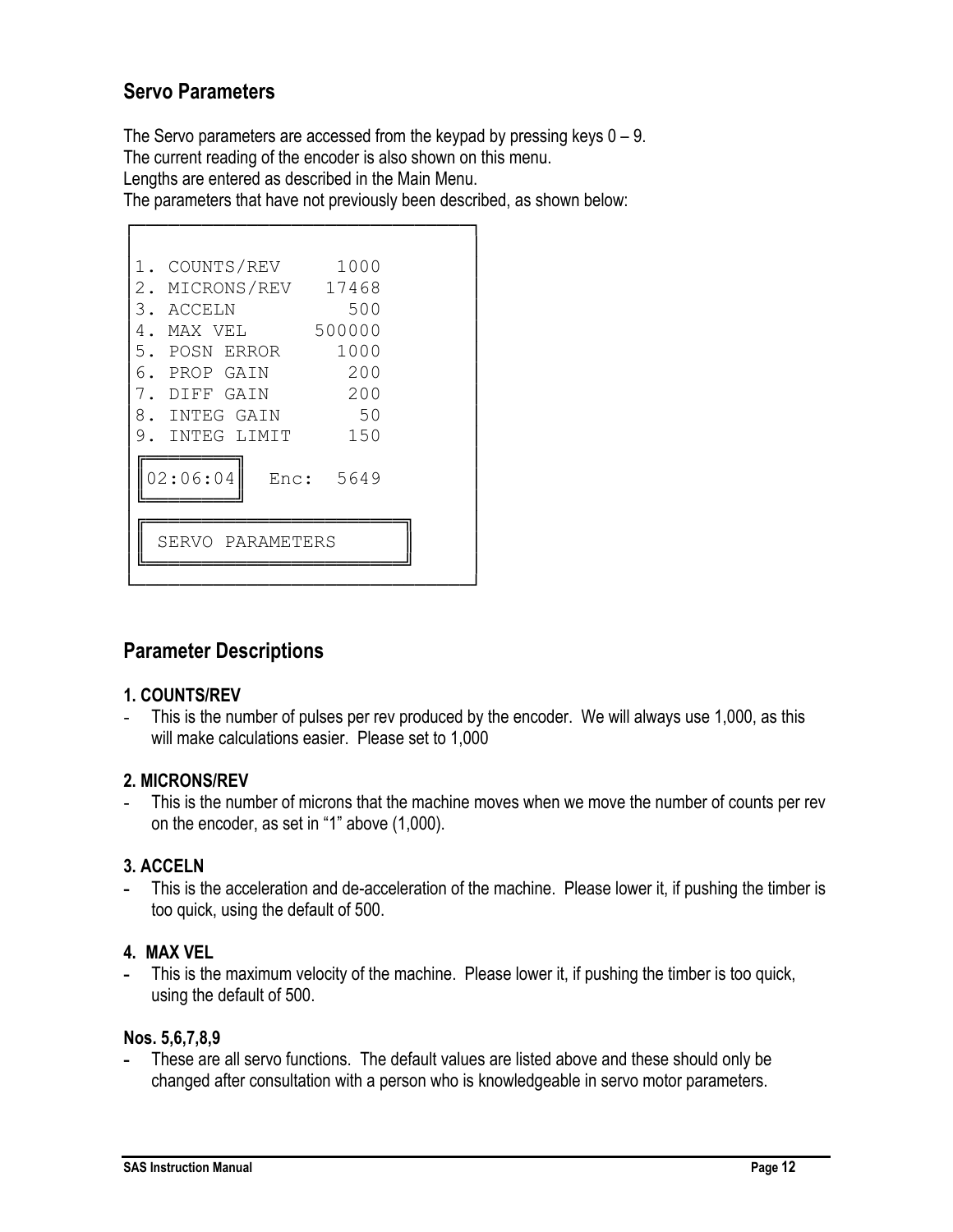## Servo Parameters

The Servo parameters are accessed from the keypad by pressing keys 0 – 9.
The current reading of the encoder is also shown on this menu.
Lengths are entered as described in the Main Menu.
The parameters that have not previously been described, as shown below:

```
1. COUNTS/REV      1000
2. MICRONS/REV    17468
3. ACCELN           500
4. MAX VEL       500000
5. POSN ERROR      1000
6. PROP GAIN        200
7. DIFF GAIN        200
8. INTEG GAIN        50
9. INTEG LIMIT      150

02:06:04   Enc:  5649

SERVO PARAMETERS
```

## Parameter Descriptions

### 1. COUNTS/REV

- This is the number of pulses per rev produced by the encoder. We will always use 1,000, as this will make calculations easier. Please set to 1,000

### 2. MICRONS/REV

- This is the number of microns that the machine moves when we move the number of counts per rev on the encoder, as set in "1" above (1,000).

### 3. ACCELN

- This is the acceleration and de-acceleration of the machine. Please lower it, if pushing the timber is too quick, using the default of 500.

### 4. MAX VEL

- This is the maximum velocity of the machine. Please lower it, if pushing the timber is too quick, using the default of 500.

### Nos. 5,6,7,8,9

- These are all servo functions. The default values are listed above and these should only be changed after consultation with a person who is knowledgeable in servo motor parameters.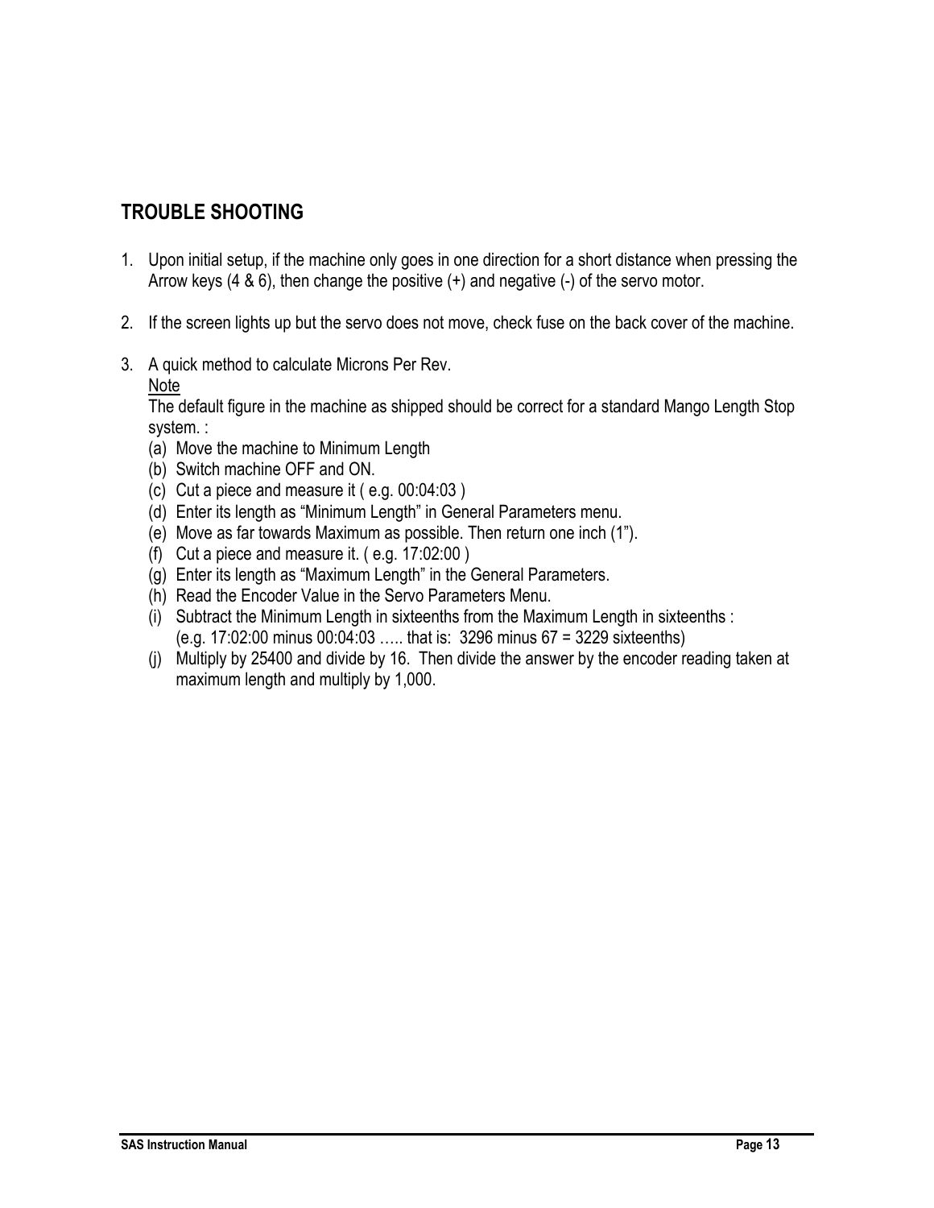## TROUBLE SHOOTING

1. Upon initial setup, if the machine only goes in one direction for a short distance when pressing the Arrow keys (4 & 6), then change the positive (+) and negative (-) of the servo motor.

2. If the screen lights up but the servo does not move, check fuse on the back cover of the machine.

3. A quick method to calculate Microns Per Rev.

   <u>Note</u>

   The default figure in the machine as shipped should be correct for a standard Mango Length Stop system. :

   (a) Move the machine to Minimum Length
   (b) Switch machine OFF and ON.
   (c) Cut a piece and measure it ( e.g. 00:04:03 )
   (d) Enter its length as "Minimum Length" in General Parameters menu.
   (e) Move as far towards Maximum as possible. Then return one inch (1").
   (f) Cut a piece and measure it. ( e.g. 17:02:00 )
   (g) Enter its length as "Maximum Length" in the General Parameters.
   (h) Read the Encoder Value in the Servo Parameters Menu.
   (i) Subtract the Minimum Length in sixteenths from the Maximum Length in sixteenths : (e.g. 17:02:00 minus 00:04:03 ….. that is: 3296 minus 67 = 3229 sixteenths)
   (j) Multiply by 25400 and divide by 16. Then divide the answer by the encoder reading taken at maximum length and multiply by 1,000.